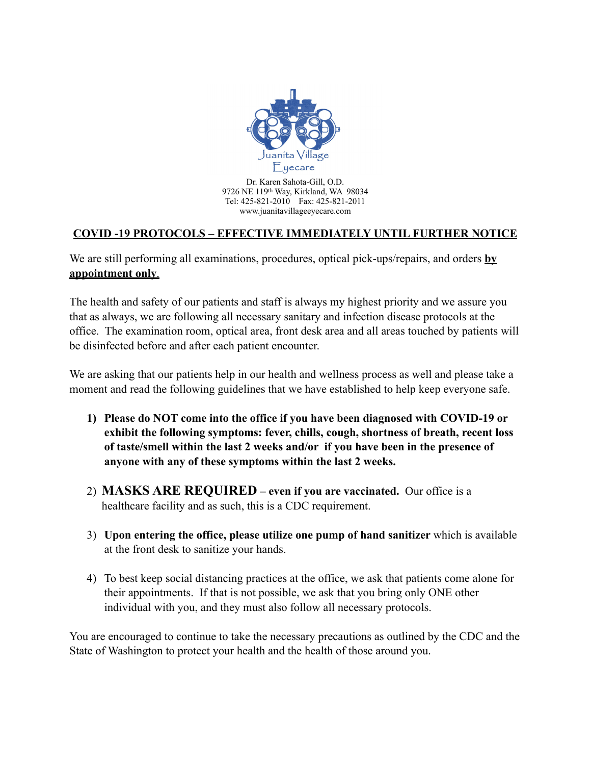Juanita Village Eyecare

Dr. Karen Sahota-Gill, O.D.
9726 NE 119th Way, Kirkland, WA 98034
Tel: 425-821-2010 Fax: 425-821-2011
www.juanitavillageeyecare.com

## COVID -19 PROTOCOLS – EFFECTIVE IMMEDIATELY UNTIL FURTHER NOTICE

We are still performing all examinations, procedures, optical pick-ups/repairs, and orders **by appointment only**.

The health and safety of our patients and staff is always my highest priority and we assure you that as always, we are following all necessary sanitary and infection disease protocols at the office. The examination room, optical area, front desk area and all areas touched by patients will be disinfected before and after each patient encounter.

We are asking that our patients help in our health and wellness process as well and please take a moment and read the following guidelines that we have established to help keep everyone safe.

1) **Please do NOT come into the office if you have been diagnosed with COVID-19 or exhibit the following symptoms: fever, chills, cough, shortness of breath, recent loss of taste/smell within the last 2 weeks and/or if you have been in the presence of anyone with any of these symptoms within the last 2 weeks.**

2) **MASKS ARE REQUIRED – even if you are vaccinated.** Our office is a healthcare facility and as such, this is a CDC requirement.

3) **Upon entering the office, please utilize one pump of hand sanitizer** which is available at the front desk to sanitize your hands.

4) To best keep social distancing practices at the office, we ask that patients come alone for their appointments. If that is not possible, we ask that you bring only ONE other individual with you, and they must also follow all necessary protocols.

You are encouraged to continue to take the necessary precautions as outlined by the CDC and the State of Washington to protect your health and the health of those around you.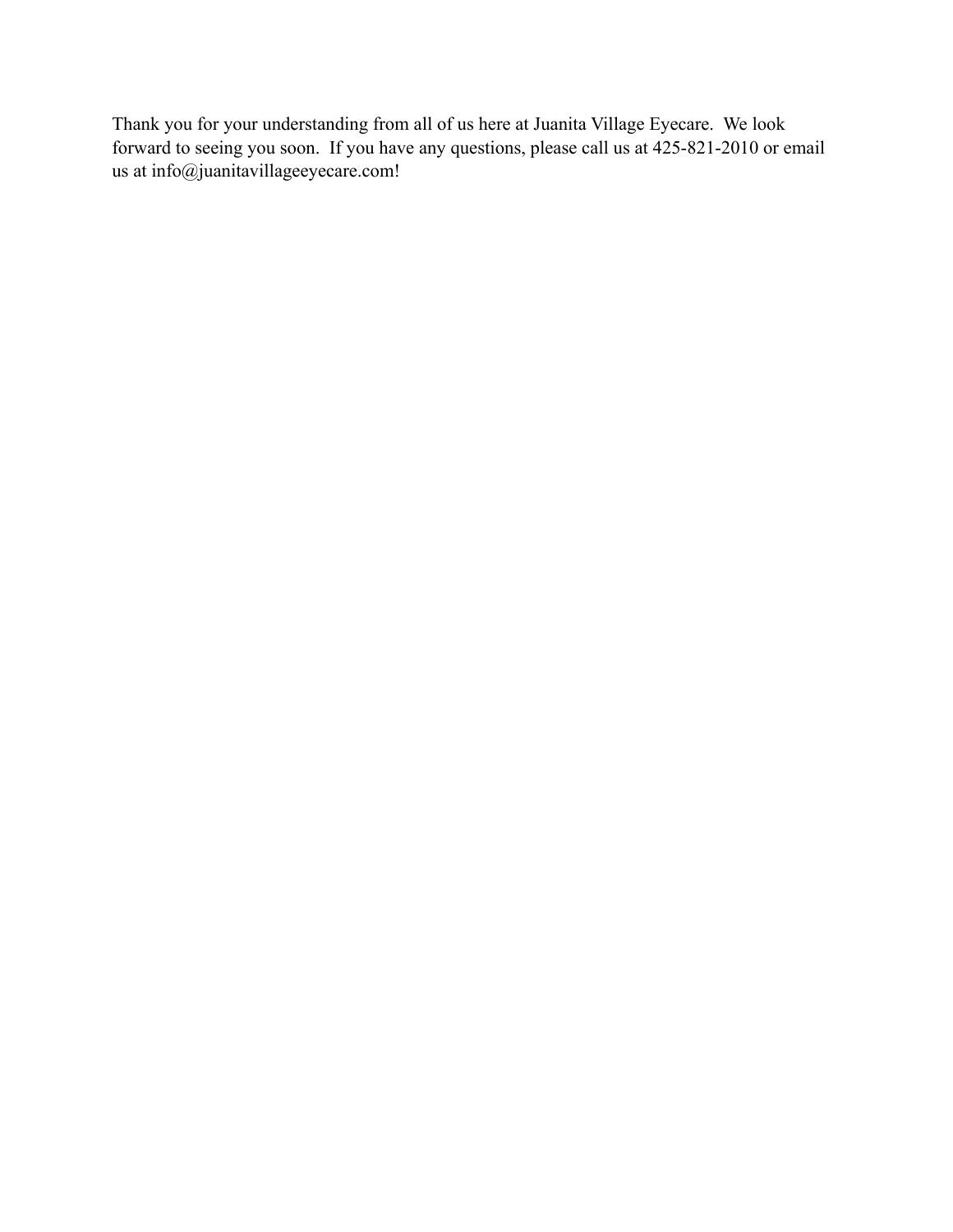Thank you for your understanding from all of us here at Juanita Village Eyecare. We look forward to seeing you soon. If you have any questions, please call us at 425-821-2010 or email us at info@juanitavillageeyecare.com!